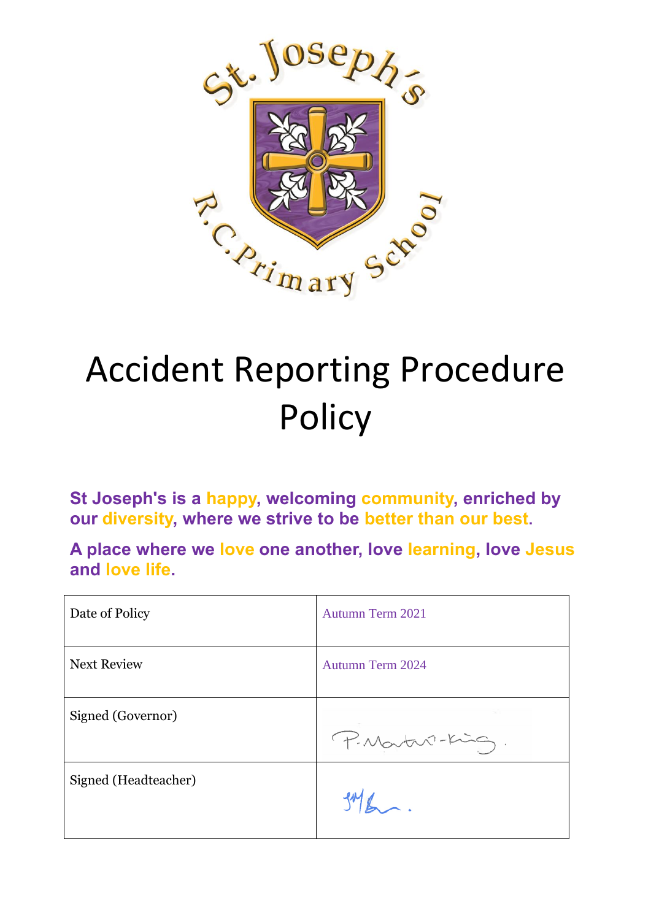# Accident Reporting Procedure Policy

**St Joseph's is a happy, welcoming community, enriched by our diversity, where we strive to be better than our best.**

**A place where we love one another, love learning, love Jesus and love life.**

| Date of Policy | Autumn Term 2021 |
| --- | --- |
| Next Review | Autumn Term 2024 |
| Signed (Governor) | P. Martin-King. |
| Signed (Headteacher) | |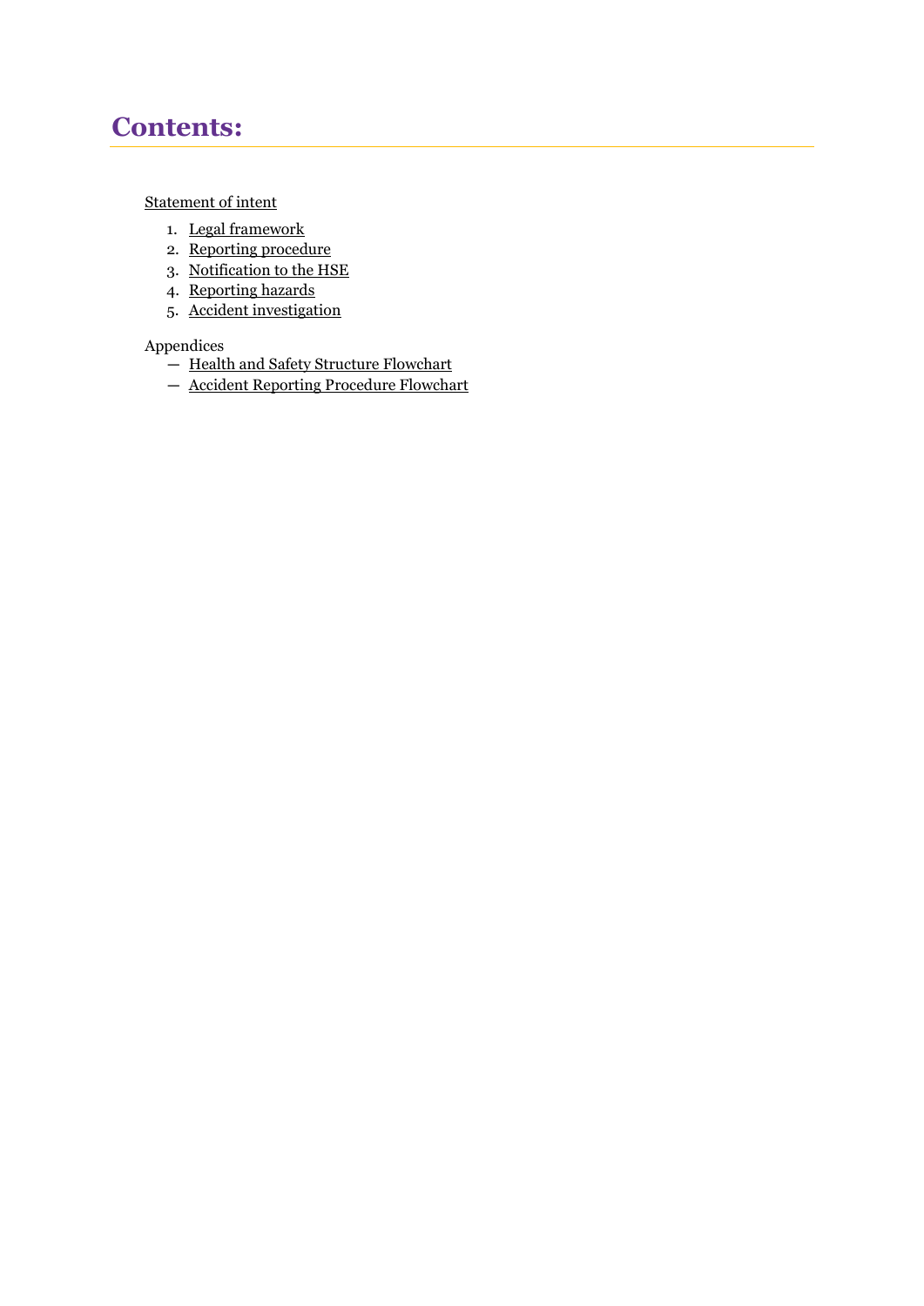# Contents:

Statement of intent

1. Legal framework
2. Reporting procedure
3. Notification to the HSE
4. Reporting hazards
5. Accident investigation

Appendices

- Health and Safety Structure Flowchart
- Accident Reporting Procedure Flowchart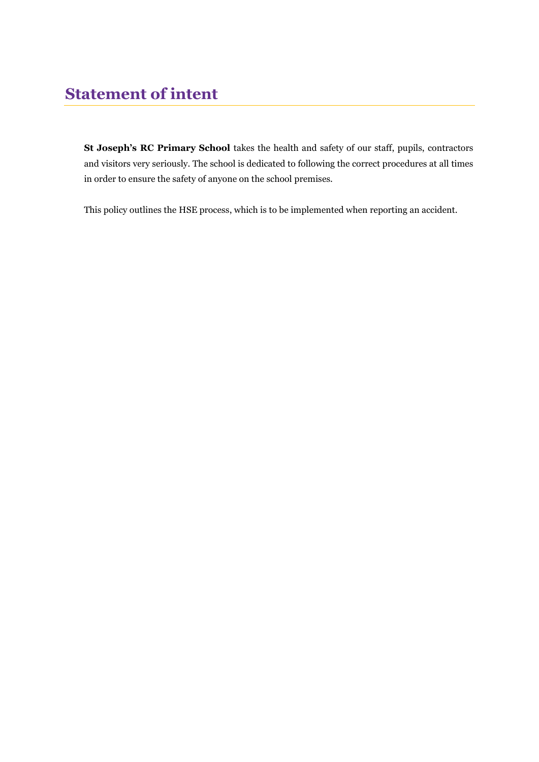# Statement of intent

**St Joseph's RC Primary School** takes the health and safety of our staff, pupils, contractors and visitors very seriously. The school is dedicated to following the correct procedures at all times in order to ensure the safety of anyone on the school premises.

This policy outlines the HSE process, which is to be implemented when reporting an accident.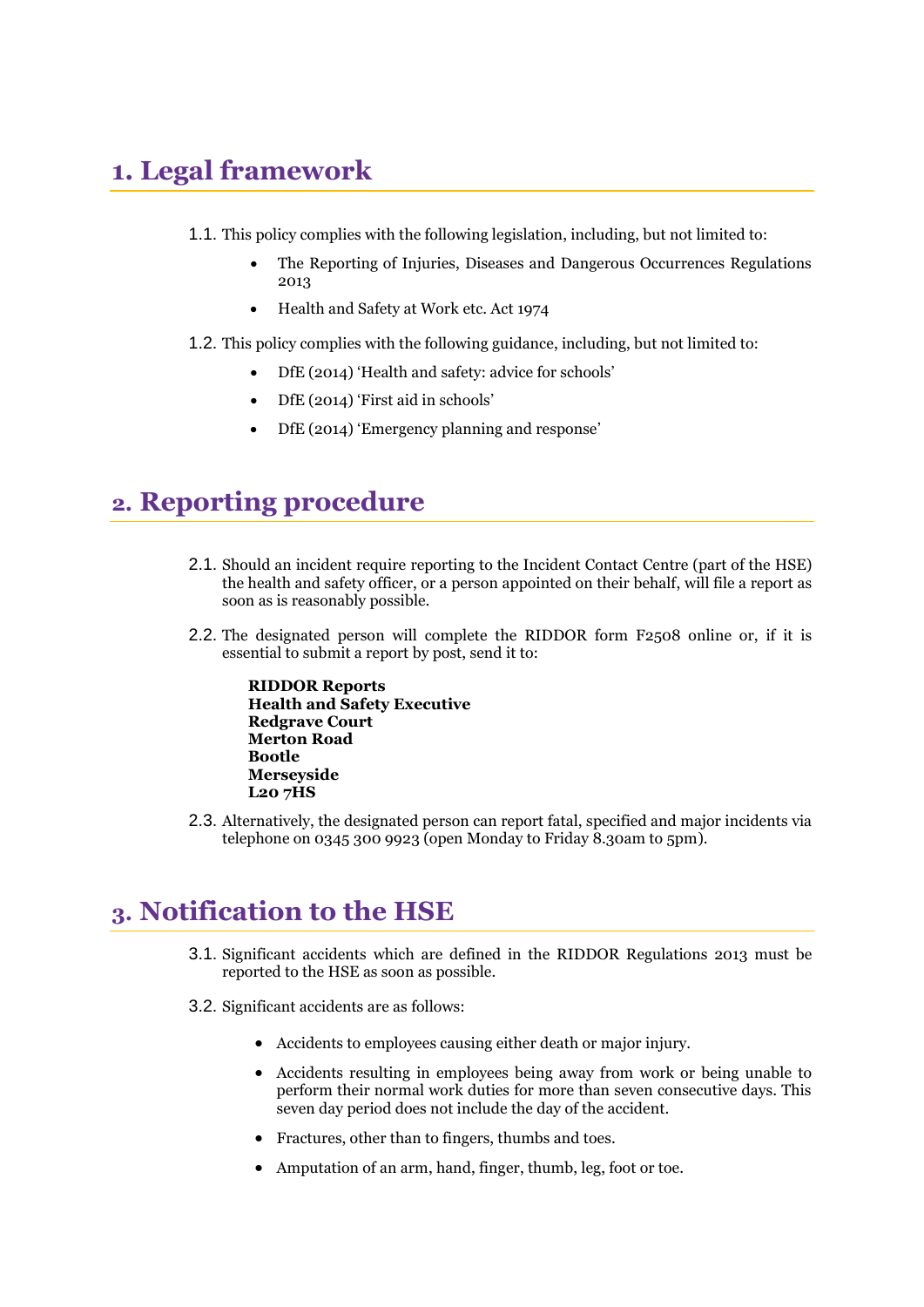# 1. Legal framework

1.1. This policy complies with the following legislation, including, but not limited to:

- The Reporting of Injuries, Diseases and Dangerous Occurrences Regulations 2013
- Health and Safety at Work etc. Act 1974

1.2. This policy complies with the following guidance, including, but not limited to:

- DfE (2014) 'Health and safety: advice for schools'
- DfE (2014) 'First aid in schools'
- DfE (2014) 'Emergency planning and response'

# 2. Reporting procedure

2.1. Should an incident require reporting to the Incident Contact Centre (part of the HSE) the health and safety officer, or a person appointed on their behalf, will file a report as soon as is reasonably possible.

2.2. The designated person will complete the RIDDOR form F2508 online or, if it is essential to submit a report by post, send it to:

**RIDDOR Reports**
**Health and Safety Executive**
**Redgrave Court**
**Merton Road**
**Bootle**
**Merseyside**
**L20 7HS**

2.3. Alternatively, the designated person can report fatal, specified and major incidents via telephone on 0345 300 9923 (open Monday to Friday 8.30am to 5pm).

# 3. Notification to the HSE

3.1. Significant accidents which are defined in the RIDDOR Regulations 2013 must be reported to the HSE as soon as possible.

3.2. Significant accidents are as follows:

- Accidents to employees causing either death or major injury.
- Accidents resulting in employees being away from work or being unable to perform their normal work duties for more than seven consecutive days. This seven day period does not include the day of the accident.
- Fractures, other than to fingers, thumbs and toes.
- Amputation of an arm, hand, finger, thumb, leg, foot or toe.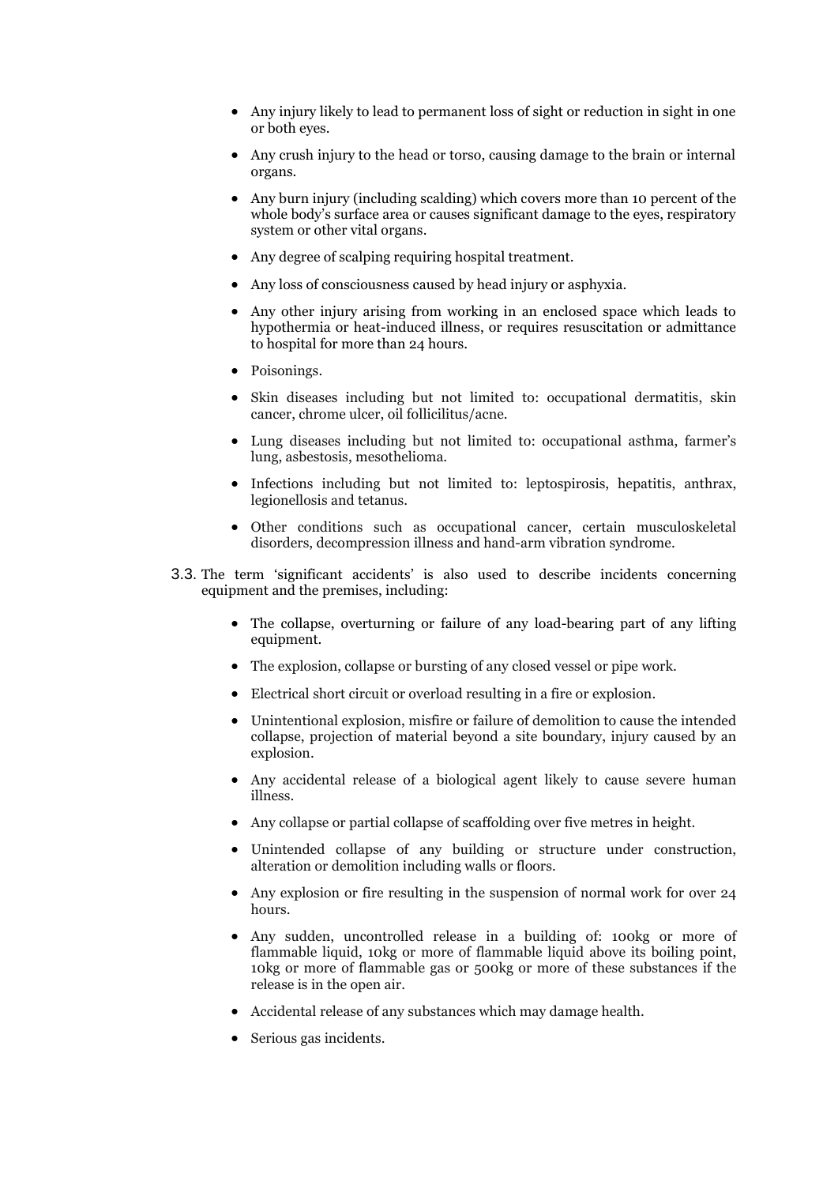- Any injury likely to lead to permanent loss of sight or reduction in sight in one or both eyes.
- Any crush injury to the head or torso, causing damage to the brain or internal organs.
- Any burn injury (including scalding) which covers more than 10 percent of the whole body's surface area or causes significant damage to the eyes, respiratory system or other vital organs.
- Any degree of scalping requiring hospital treatment.
- Any loss of consciousness caused by head injury or asphyxia.
- Any other injury arising from working in an enclosed space which leads to hypothermia or heat-induced illness, or requires resuscitation or admittance to hospital for more than 24 hours.
- Poisonings.
- Skin diseases including but not limited to: occupational dermatitis, skin cancer, chrome ulcer, oil follicilitus/acne.
- Lung diseases including but not limited to: occupational asthma, farmer's lung, asbestosis, mesothelioma.
- Infections including but not limited to: leptospirosis, hepatitis, anthrax, legionellosis and tetanus.
- Other conditions such as occupational cancer, certain musculoskeletal disorders, decompression illness and hand-arm vibration syndrome.

3.3. The term 'significant accidents' is also used to describe incidents concerning equipment and the premises, including:

- The collapse, overturning or failure of any load-bearing part of any lifting equipment.
- The explosion, collapse or bursting of any closed vessel or pipe work.
- Electrical short circuit or overload resulting in a fire or explosion.
- Unintentional explosion, misfire or failure of demolition to cause the intended collapse, projection of material beyond a site boundary, injury caused by an explosion.
- Any accidental release of a biological agent likely to cause severe human illness.
- Any collapse or partial collapse of scaffolding over five metres in height.
- Unintended collapse of any building or structure under construction, alteration or demolition including walls or floors.
- Any explosion or fire resulting in the suspension of normal work for over 24 hours.
- Any sudden, uncontrolled release in a building of: 100kg or more of flammable liquid, 10kg or more of flammable liquid above its boiling point, 10kg or more of flammable gas or 500kg or more of these substances if the release is in the open air.
- Accidental release of any substances which may damage health.
- Serious gas incidents.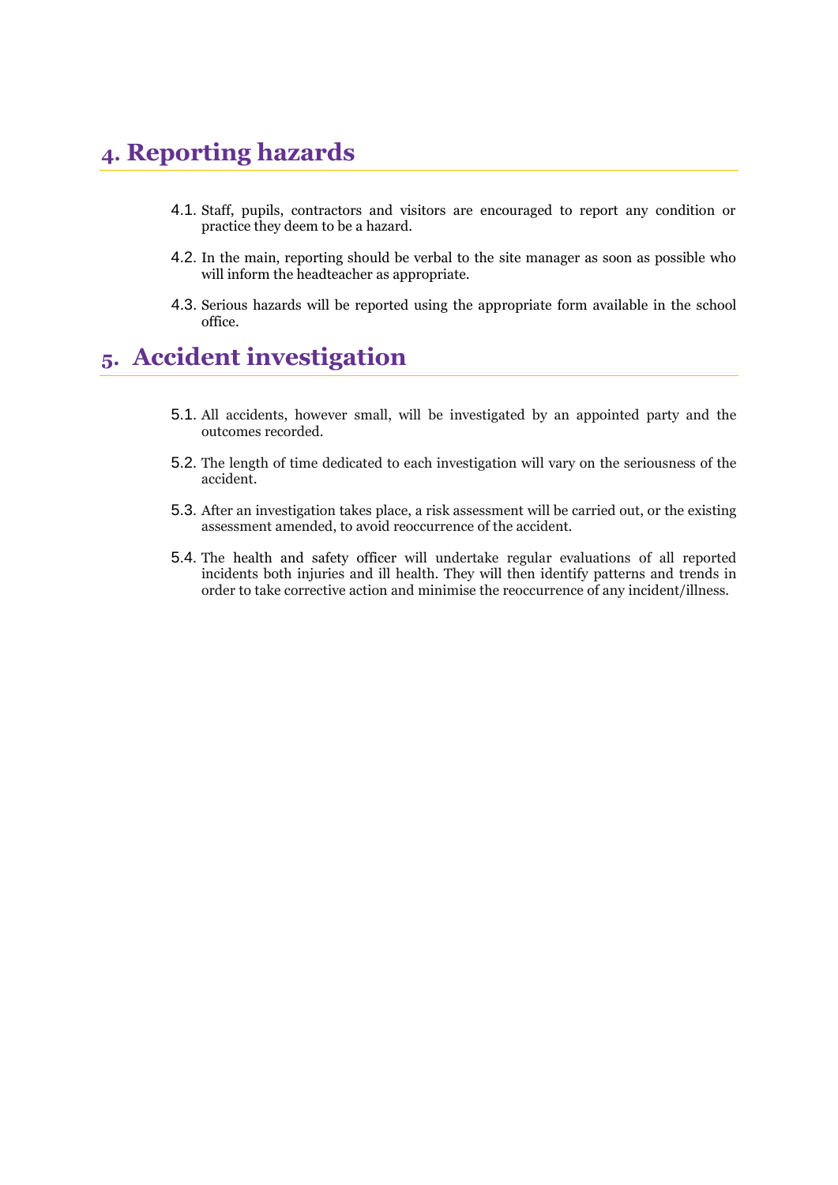## 4. Reporting hazards

4.1. Staff, pupils, contractors and visitors are encouraged to report any condition or practice they deem to be a hazard.

4.2. In the main, reporting should be verbal to the site manager as soon as possible who will inform the headteacher as appropriate.

4.3. Serious hazards will be reported using the appropriate form available in the school office.

## 5. Accident investigation

5.1. All accidents, however small, will be investigated by an appointed party and the outcomes recorded.

5.2. The length of time dedicated to each investigation will vary on the seriousness of the accident.

5.3. After an investigation takes place, a risk assessment will be carried out, or the existing assessment amended, to avoid reoccurrence of the accident.

5.4. The health and safety officer will undertake regular evaluations of all reported incidents both injuries and ill health. They will then identify patterns and trends in order to take corrective action and minimise the reoccurrence of any incident/illness.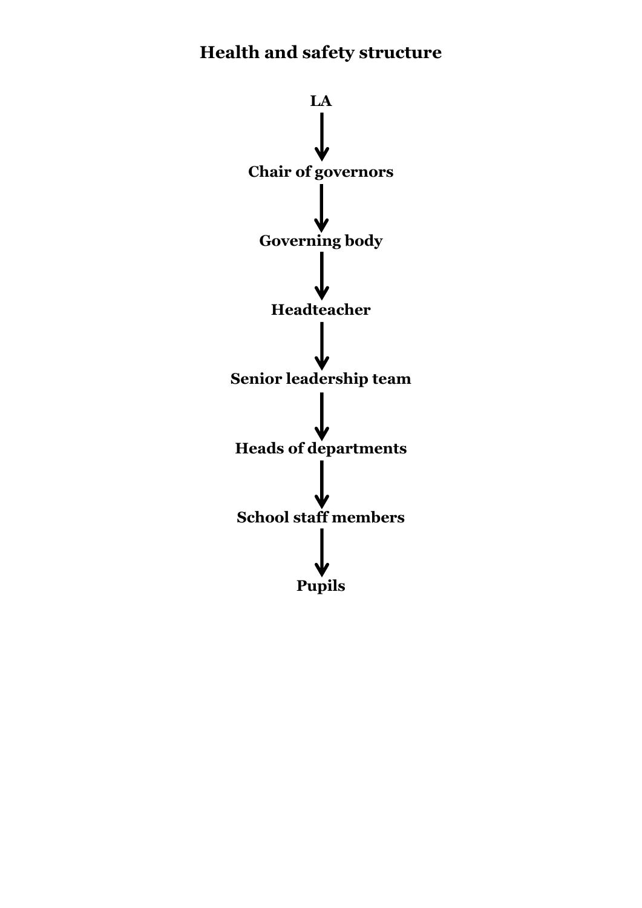# Health and safety structure

**LA**

↓

**Chair of governors**

↓

**Governing body**

↓

**Headteacher**

↓

**Senior leadership team**

↓

**Heads of departments**

↓

**School staff members**

↓

**Pupils**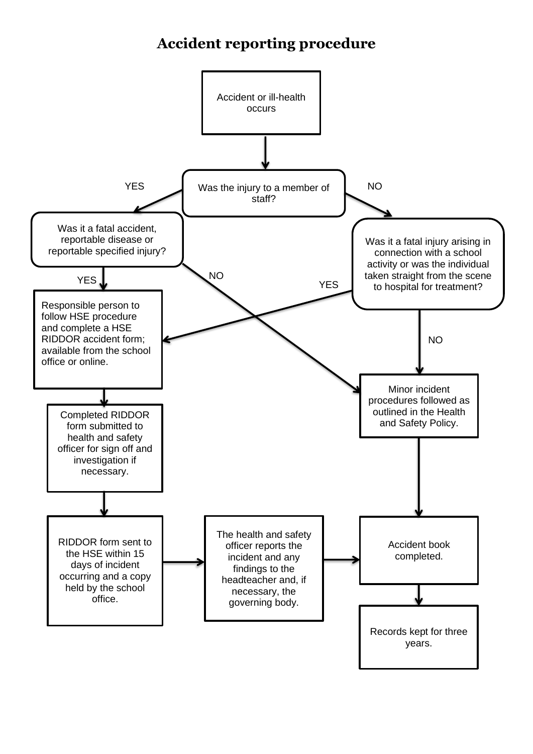# Accident reporting procedure

Accident or ill-health occurs

Was the injury to a member of staff?

YES

NO

Was it a fatal accident, reportable disease or reportable specified injury?

YES

NO

Was it a fatal injury arising in connection with a school activity or was the individual taken straight from the scene to hospital for treatment?

YES

NO

Responsible person to follow HSE procedure and complete a HSE RIDDOR accident form; available from the school office or online.

Minor incident procedures followed as outlined in the Health and Safety Policy.

Completed RIDDOR form submitted to health and safety officer for sign off and investigation if necessary.

RIDDOR form sent to the HSE within 15 days of incident occurring and a copy held by the school office.

The health and safety officer reports the incident and any findings to the headteacher and, if necessary, the governing body.

Accident book completed.

Records kept for three years.